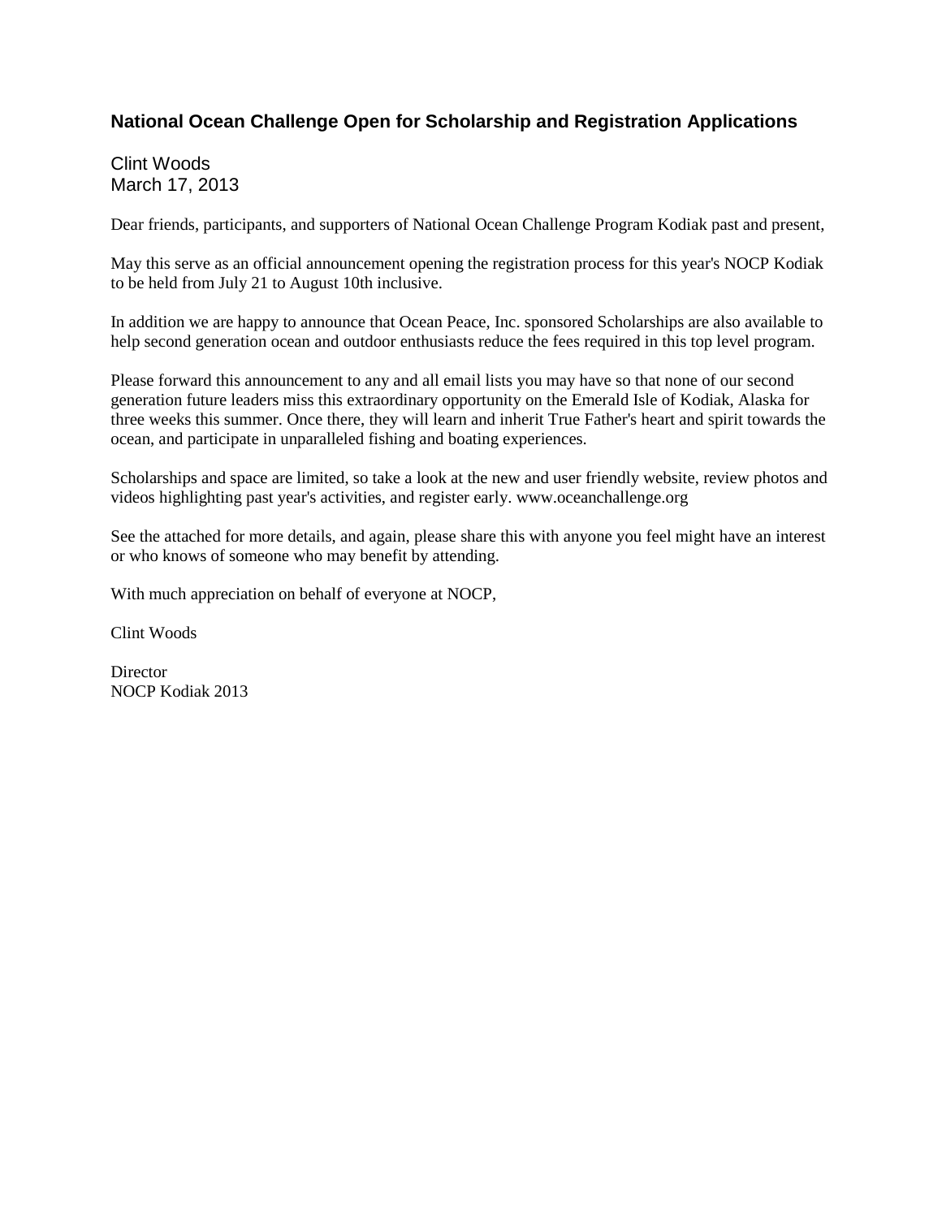## National Ocean Challenge Open for Scholarship and Registration Applications

Clint Woods
March 17, 2013

Dear friends, participants, and supporters of National Ocean Challenge Program Kodiak past and present,

May this serve as an official announcement opening the registration process for this year's NOCP Kodiak to be held from July 21 to August 10th inclusive.

In addition we are happy to announce that Ocean Peace, Inc. sponsored Scholarships are also available to help second generation ocean and outdoor enthusiasts reduce the fees required in this top level program.

Please forward this announcement to any and all email lists you may have so that none of our second generation future leaders miss this extraordinary opportunity on the Emerald Isle of Kodiak, Alaska for three weeks this summer. Once there, they will learn and inherit True Father's heart and spirit towards the ocean, and participate in unparalleled fishing and boating experiences.

Scholarships and space are limited, so take a look at the new and user friendly website, review photos and videos highlighting past year's activities, and register early. www.oceanchallenge.org

See the attached for more details, and again, please share this with anyone you feel might have an interest or who knows of someone who may benefit by attending.

With much appreciation on behalf of everyone at NOCP,

Clint Woods

Director
NOCP Kodiak 2013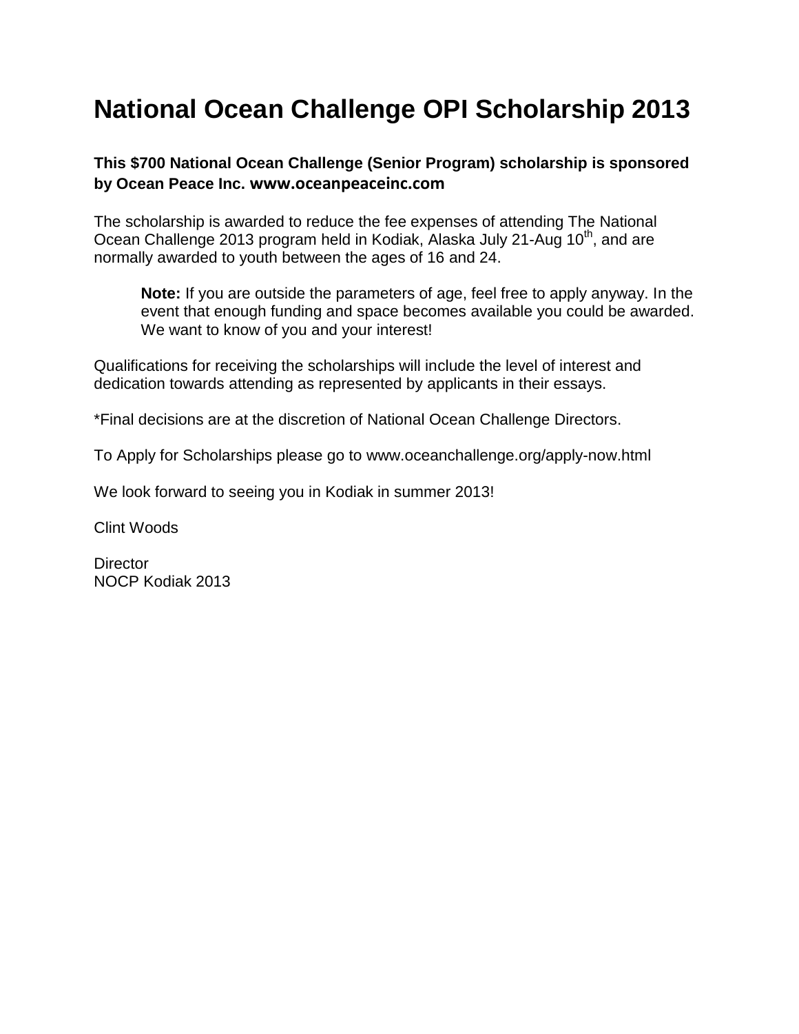# National Ocean Challenge OPI Scholarship 2013

**This $700 National Ocean Challenge (Senior Program) scholarship is sponsored by Ocean Peace Inc. www.oceanpeaceinc.com**

The scholarship is awarded to reduce the fee expenses of attending The National Ocean Challenge 2013 program held in Kodiak, Alaska July 21-Aug 10th, and are normally awarded to youth between the ages of 16 and 24.

> **Note:** If you are outside the parameters of age, feel free to apply anyway. In the event that enough funding and space becomes available you could be awarded. We want to know of you and your interest!

Qualifications for receiving the scholarships will include the level of interest and dedication towards attending as represented by applicants in their essays.

*Final decisions are at the discretion of National Ocean Challenge Directors.

To Apply for Scholarships please go to www.oceanchallenge.org/apply-now.html

We look forward to seeing you in Kodiak in summer 2013!

Clint Woods

Director
NOCP Kodiak 2013